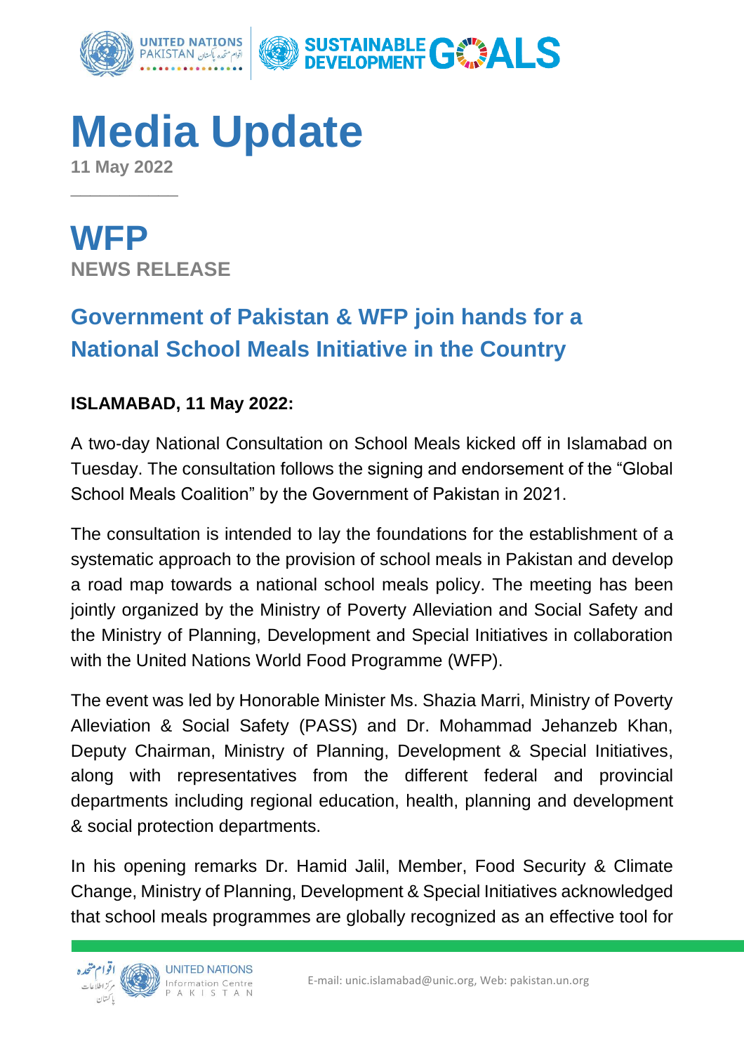# Media Update

**11 May 2022**

# WFP

**NEWS RELEASE**

## Government of Pakistan & WFP join hands for a National School Meals Initiative in the Country

**ISLAMABAD, 11 May 2022:**

A two-day National Consultation on School Meals kicked off in Islamabad on Tuesday. The consultation follows the signing and endorsement of the "Global School Meals Coalition" by the Government of Pakistan in 2021.

The consultation is intended to lay the foundations for the establishment of a systematic approach to the provision of school meals in Pakistan and develop a road map towards a national school meals policy. The meeting has been jointly organized by the Ministry of Poverty Alleviation and Social Safety and the Ministry of Planning, Development and Special Initiatives in collaboration with the United Nations World Food Programme (WFP).

The event was led by Honorable Minister Ms. Shazia Marri, Ministry of Poverty Alleviation & Social Safety (PASS) and Dr. Mohammad Jehanzeb Khan, Deputy Chairman, Ministry of Planning, Development & Special Initiatives, along with representatives from the different federal and provincial departments including regional education, health, planning and development & social protection departments.

In his opening remarks Dr. Hamid Jalil, Member, Food Security & Climate Change, Ministry of Planning, Development & Special Initiatives acknowledged that school meals programmes are globally recognized as an effective tool for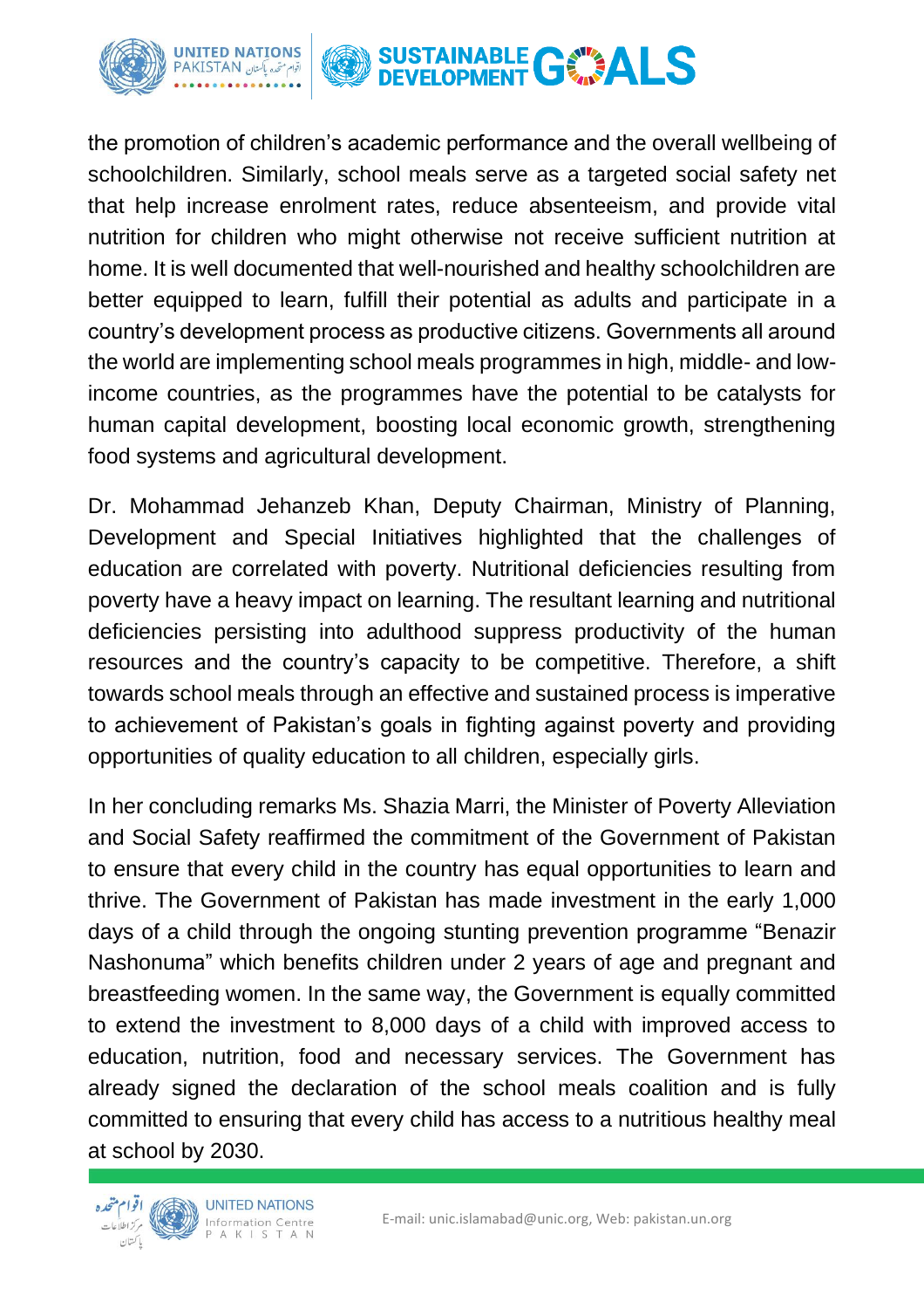the promotion of children's academic performance and the overall wellbeing of schoolchildren. Similarly, school meals serve as a targeted social safety net that help increase enrolment rates, reduce absenteeism, and provide vital nutrition for children who might otherwise not receive sufficient nutrition at home. It is well documented that well-nourished and healthy schoolchildren are better equipped to learn, fulfill their potential as adults and participate in a country's development process as productive citizens. Governments all around the world are implementing school meals programmes in high, middle- and low-income countries, as the programmes have the potential to be catalysts for human capital development, boosting local economic growth, strengthening food systems and agricultural development.

Dr. Mohammad Jehanzeb Khan, Deputy Chairman, Ministry of Planning, Development and Special Initiatives highlighted that the challenges of education are correlated with poverty. Nutritional deficiencies resulting from poverty have a heavy impact on learning. The resultant learning and nutritional deficiencies persisting into adulthood suppress productivity of the human resources and the country's capacity to be competitive. Therefore, a shift towards school meals through an effective and sustained process is imperative to achievement of Pakistan's goals in fighting against poverty and providing opportunities of quality education to all children, especially girls.

In her concluding remarks Ms. Shazia Marri, the Minister of Poverty Alleviation and Social Safety reaffirmed the commitment of the Government of Pakistan to ensure that every child in the country has equal opportunities to learn and thrive. The Government of Pakistan has made investment in the early 1,000 days of a child through the ongoing stunting prevention programme "Benazir Nashonuma" which benefits children under 2 years of age and pregnant and breastfeeding women. In the same way, the Government is equally committed to extend the investment to 8,000 days of a child with improved access to education, nutrition, food and necessary services. The Government has already signed the declaration of the school meals coalition and is fully committed to ensuring that every child has access to a nutritious healthy meal at school by 2030.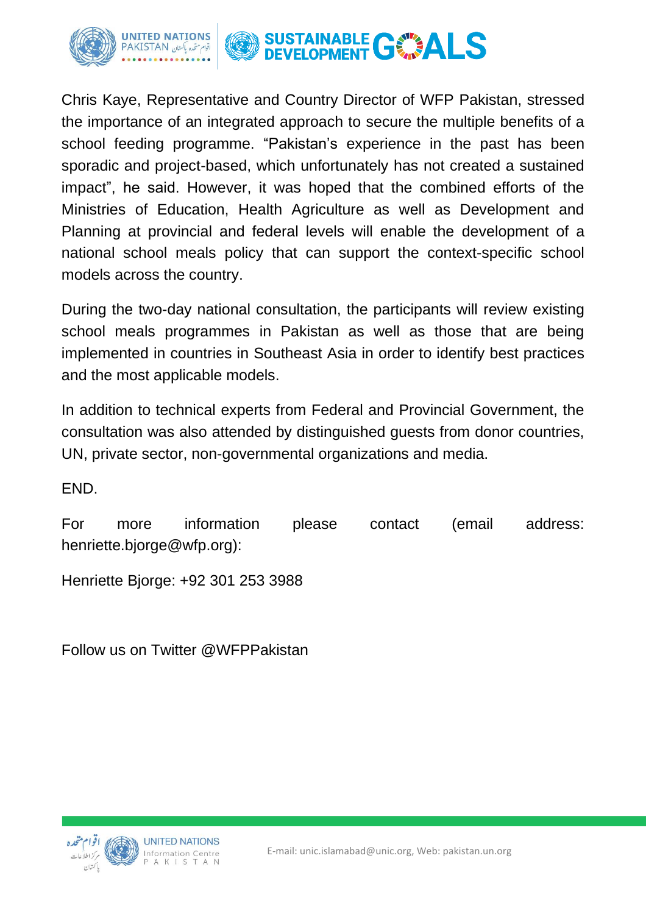Chris Kaye, Representative and Country Director of WFP Pakistan, stressed the importance of an integrated approach to secure the multiple benefits of a school feeding programme. "Pakistan's experience in the past has been sporadic and project-based, which unfortunately has not created a sustained impact", he said. However, it was hoped that the combined efforts of the Ministries of Education, Health Agriculture as well as Development and Planning at provincial and federal levels will enable the development of a national school meals policy that can support the context-specific school models across the country.

During the two-day national consultation, the participants will review existing school meals programmes in Pakistan as well as those that are being implemented in countries in Southeast Asia in order to identify best practices and the most applicable models.

In addition to technical experts from Federal and Provincial Government, the consultation was also attended by distinguished guests from donor countries, UN, private sector, non-governmental organizations and media.

END.

For more information please contact (email address: henriette.bjorge@wfp.org):

Henriette Bjorge: +92 301 253 3988

Follow us on Twitter @WFPPakistan